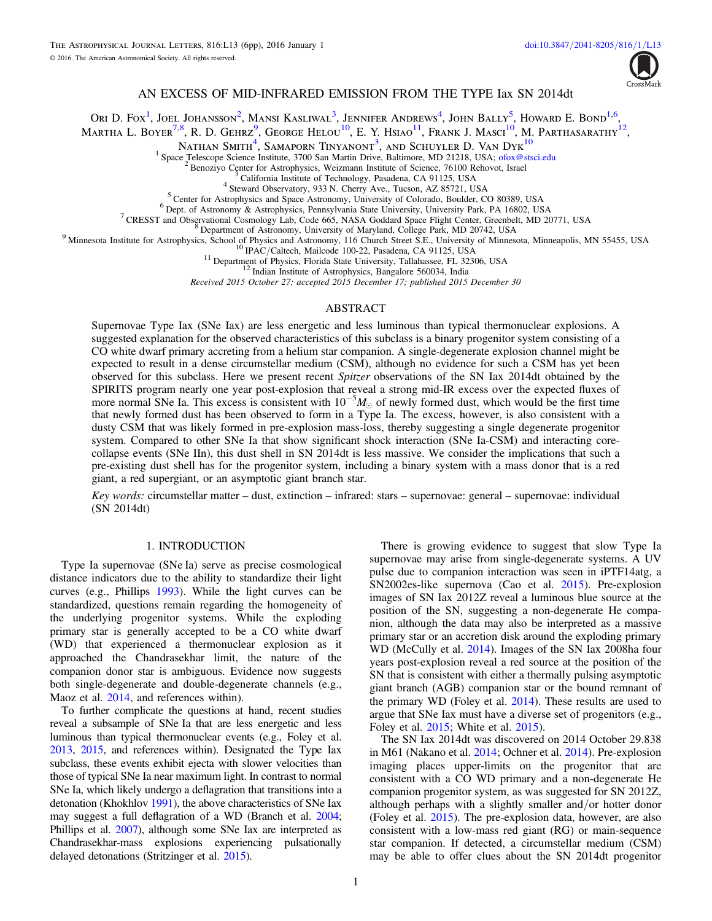# AN EXCESS OF MID-INFRARED EMISSION FROM THE TYPE Iax SN 2014dt

Ori D. Fox[1], Joel Johansson[2], Mansi Kasliwal[3], Jennifer Andrews[4], John Bally[5], Howard E. Bond[1,6], Martha L. Boyer[7,8], R. D. Gehrz[9], George Helou[10], E. Y. Hsiao[11], Frank J. Masci[10], M. Parthasarathy[12], Nathan Smith[4], Samaporn Tinyanont[3], and Schuyler D. Van Dyk[10]

[1] Space Telescope Science Institute, 3700 San Martin Drive, Baltimore, MD 21218, USA; ofox@stsci.edu
[2] Benoziyo Center for Astrophysics, Weizmann Institute of Science, 76100 Rehovot, Israel
[3] California Institute of Technology, Pasadena, CA 91125, USA
[4] Steward Observatory, 933 N. Cherry Ave., Tucson, AZ 85721, USA
[5] Center for Astrophysics and Space Astronomy, University of Colorado, Boulder, CO 80389, USA
[6] Dept. of Astronomy & Astrophysics, Pennsylvania State University, University Park, PA 16802, USA
[7] CRESST and Observational Cosmology Lab, Code 665, NASA Goddard Space Flight Center, Greenbelt, MD 20771, USA
[8] Department of Astronomy, University of Maryland, College Park, MD 20742, USA
[9] Minnesota Institute for Astrophysics, School of Physics and Astronomy, 116 Church Street S.E., University of Minnesota, Minneapolis, MN 55455, USA
[10] IPAC/Caltech, Mailcode 100-22, Pasadena, CA 91125, USA
[11] Department of Physics, Florida State University, Tallahassee, FL 32306, USA
[12] Indian Institute of Astrophysics, Bangalore 560034, India

*Received 2015 October 27; accepted 2015 December 17; published 2015 December 30*

## ABSTRACT

Supernovae Type Iax (SNe Iax) are less energetic and less luminous than typical thermonuclear explosions. A suggested explanation for the observed characteristics of this subclass is a binary progenitor system consisting of a CO white dwarf primary accreting from a helium star companion. A single-degenerate explosion channel might be expected to result in a dense circumstellar medium (CSM), although no evidence for such a CSM has yet been observed for this subclass. Here we present recent *Spitzer* observations of the SN Iax 2014dt obtained by the SPIRITS program nearly one year post-explosion that reveal a strong mid-IR excess over the expected fluxes of more normal SNe Ia. This excess is consistent with $10^{-5} M_{\odot}$ of newly formed dust, which would be the first time that newly formed dust has been observed to form in a Type Ia. The excess, however, is also consistent with a dusty CSM that was likely formed in pre-explosion mass-loss, thereby suggesting a single degenerate progenitor system. Compared to other SNe Ia that show significant shock interaction (SNe Ia-CSM) and interacting core-collapse events (SNe IIn), this dust shell in SN 2014dt is less massive. We consider the implications that such a pre-existing dust shell has for the progenitor system, including a binary system with a mass donor that is a red giant, a red supergiant, or an asymptotic giant branch star.

*Key words:* circumstellar matter – dust, extinction – infrared: stars – supernovae: general – supernovae: individual (SN 2014dt)

## 1. INTRODUCTION

Type Ia supernovae (SNe Ia) serve as precise cosmological distance indicators due to the ability to standardize their light curves (e.g., Phillips 1993). While the light curves can be standardized, questions remain regarding the homogeneity of the underlying progenitor systems. While the exploding primary star is generally accepted to be a CO white dwarf (WD) that experienced a thermonuclear explosion as it approached the Chandrasekhar limit, the nature of the companion donor star is ambiguous. Evidence now suggests both single-degenerate and double-degenerate channels (e.g., Maoz et al. 2014, and references within).

To further complicate the questions at hand, recent studies reveal a subsample of SNe Ia that are less energetic and less luminous than typical thermonuclear events (e.g., Foley et al. 2013, 2015, and references within). Designated the Type Iax subclass, these events exhibit ejecta with slower velocities than those of typical SNe Ia near maximum light. In contrast to normal SNe Ia, which likely undergo a deflagration that transitions into a detonation (Khokhlov 1991), the above characteristics of SNe Iax may suggest a full deflagration of a WD (Branch et al. 2004; Phillips et al. 2007), although some SNe Iax are interpreted as Chandrasekhar-mass explosions experiencing pulsationally delayed detonations (Stritzinger et al. 2015).

There is growing evidence to suggest that slow Type Ia supernovae may arise from single-degenerate systems. A UV pulse due to companion interaction was seen in iPTF14atg, a SN2002es-like supernova (Cao et al. 2015). Pre-explosion images of SN Iax 2012Z reveal a luminous blue source at the position of the SN, suggesting a non-degenerate He companion, although the data may also be interpreted as a massive primary star or an accretion disk around the exploding primary WD (McCully et al. 2014). Images of the SN Iax 2008ha four years post-explosion reveal a red source at the position of the SN that is consistent with either a thermally pulsing asymptotic giant branch (AGB) companion star or the bound remnant of the primary WD (Foley et al. 2014). These results are used to argue that SNe Iax must have a diverse set of progenitors (e.g., Foley et al. 2015; White et al. 2015).

The SN Iax 2014dt was discovered on 2014 October 29.838 in M61 (Nakano et al. 2014; Ochner et al. 2014). Pre-explosion imaging places upper-limits on the progenitor that are consistent with a CO WD primary and a non-degenerate He companion progenitor system, as was suggested for SN 2012Z, although perhaps with a slightly smaller and/or hotter donor (Foley et al. 2015). The pre-explosion data, however, are also consistent with a low-mass red giant (RG) or main-sequence star companion. If detected, a circumstellar medium (CSM) may be able to offer clues about the SN 2014dt progenitor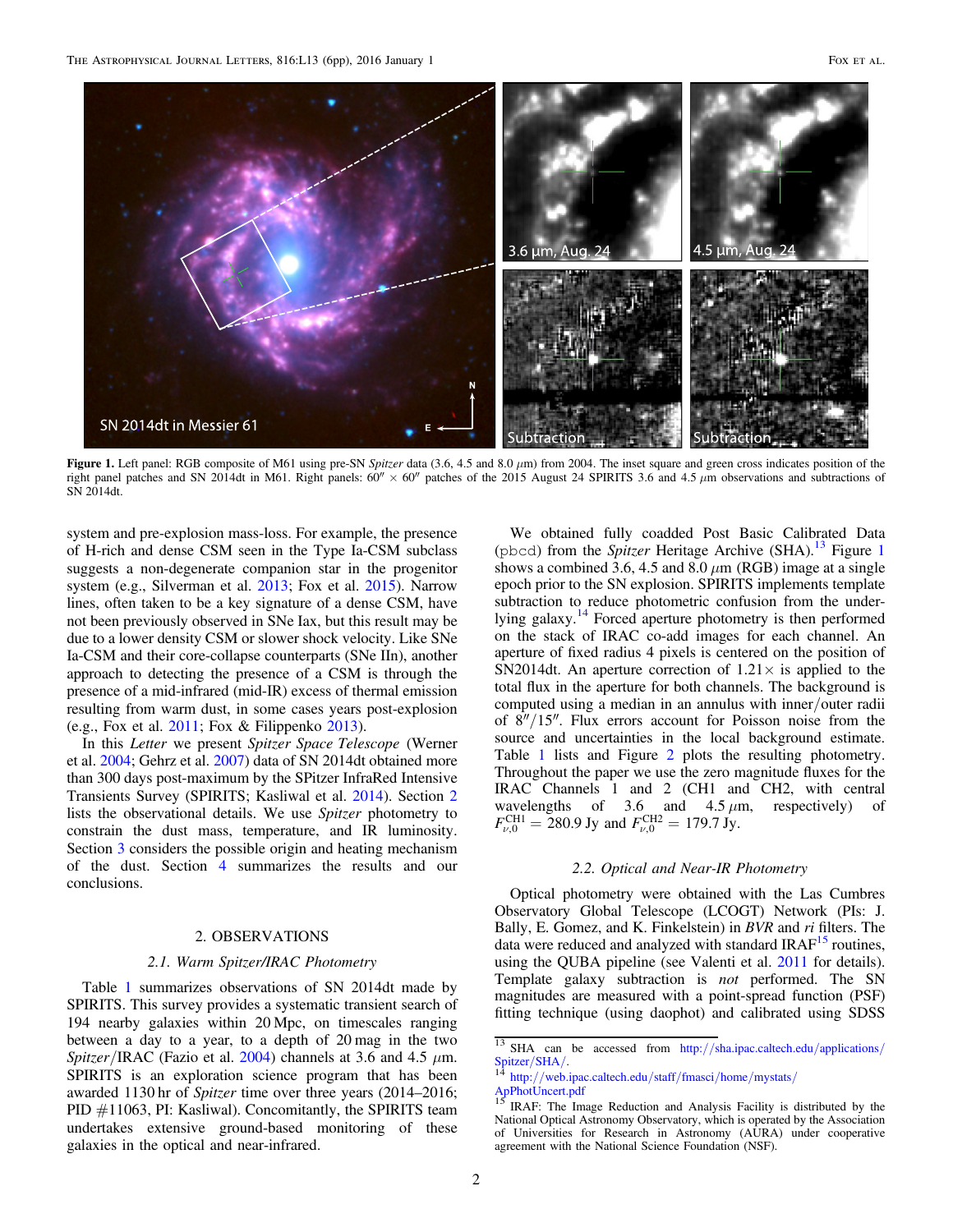**Figure 1.** Left panel: RGB composite of M61 using pre-SN *Spitzer* data (3.6, 4.5 and 8.0 $\mu$m) from 2004. The inset square and green cross indicates position of the right panel patches and SN 2014dt in M61. Right panels: $60'' \times 60''$ patches of the 2015 August 24 SPIRITS 3.6 and 4.5 $\mu$m observations and subtractions of SN 2014dt.

system and pre-explosion mass-loss. For example, the presence of H-rich and dense CSM seen in the Type Ia-CSM subclass suggests a non-degenerate companion star in the progenitor system (e.g., Silverman et al. 2013; Fox et al. 2015). Narrow lines, often taken to be a key signature of a dense CSM, have not been previously observed in SNe Iax, but this result may be due to a lower density CSM or slower shock velocity. Like SNe Ia-CSM and their core-collapse counterparts (SNe IIn), another approach to detecting the presence of a CSM is through the presence of a mid-infrared (mid-IR) excess of thermal emission resulting from warm dust, in some cases years post-explosion (e.g., Fox et al. 2011; Fox & Filippenko 2013).

In this *Letter* we present *Spitzer Space Telescope* (Werner et al. 2004; Gehrz et al. 2007) data of SN 2014dt obtained more than 300 days post-maximum by the SPitzer InfraRed Intensive Transients Survey (SPIRITS; Kasliwal et al. 2014). Section 2 lists the observational details. We use *Spitzer* photometry to constrain the dust mass, temperature, and IR luminosity. Section 3 considers the possible origin and heating mechanism of the dust. Section 4 summarizes the results and our conclusions.

## 2. OBSERVATIONS

### 2.1. Warm Spitzer/IRAC Photometry

Table 1 summarizes observations of SN 2014dt made by SPIRITS. This survey provides a systematic transient search of 194 nearby galaxies within 20 Mpc, on timescales ranging between a day to a year, to a depth of 20 mag in the two *Spitzer*/IRAC (Fazio et al. 2004) channels at 3.6 and 4.5 $\mu$m. SPIRITS is an exploration science program that has been awarded 1130 hr of *Spitzer* time over three years (2014–2016; PID #11063, PI: Kasliwal). Concomitantly, the SPIRITS team undertakes extensive ground-based monitoring of these galaxies in the optical and near-infrared.

We obtained fully coadded Post Basic Calibrated Data (pbcd) from the *Spitzer* Heritage Archive (SHA).[13] Figure 1 shows a combined 3.6, 4.5 and 8.0 $\mu$m (RGB) image at a single epoch prior to the SN explosion. SPIRITS implements template subtraction to reduce photometric confusion from the underlying galaxy.[14] Forced aperture photometry is then performed on the stack of IRAC co-add images for each channel. An aperture of fixed radius 4 pixels is centered on the position of SN2014dt. An aperture correction of 1.21$\times$ is applied to the total flux in the aperture for both channels. The background is computed using a median in an annulus with inner/outer radii of $8''/15''$. Flux errors account for Poisson noise from the source and uncertainties in the local background estimate. Table 1 lists and Figure 2 plots the resulting photometry. Throughout the paper we use the zero magnitude fluxes for the IRAC Channels 1 and 2 (CH1 and CH2, with central wavelengths of 3.6 and 4.5 $\mu$m, respectively) of $F_{\nu,0}^{\rm CH1} = 280.9$ Jy and $F_{\nu,0}^{\rm CH2} = 179.7$ Jy.

### 2.2. Optical and Near-IR Photometry

Optical photometry were obtained with the Las Cumbres Observatory Global Telescope (LCOGT) Network (PIs: J. Bally, E. Gomez, and K. Finkelstein) in *BVR* and *ri* filters. The data were reduced and analyzed with standard IRAF[15] routines, using the QUBA pipeline (see Valenti et al. 2011 for details). Template galaxy subtraction is *not* performed. The SN magnitudes are measured with a point-spread function (PSF) fitting technique (using daophot) and calibrated using SDSS

[13] SHA can be accessed from http://sha.ipac.caltech.edu/applications/Spitzer/SHA/.

[14] http://web.ipac.caltech.edu/staff/fmasci/home/mystats/ApPhotUncert.pdf

[15] IRAF: The Image Reduction and Analysis Facility is distributed by the National Optical Astronomy Observatory, which is operated by the Association of Universities for Research in Astronomy (AURA) under cooperative agreement with the National Science Foundation (NSF).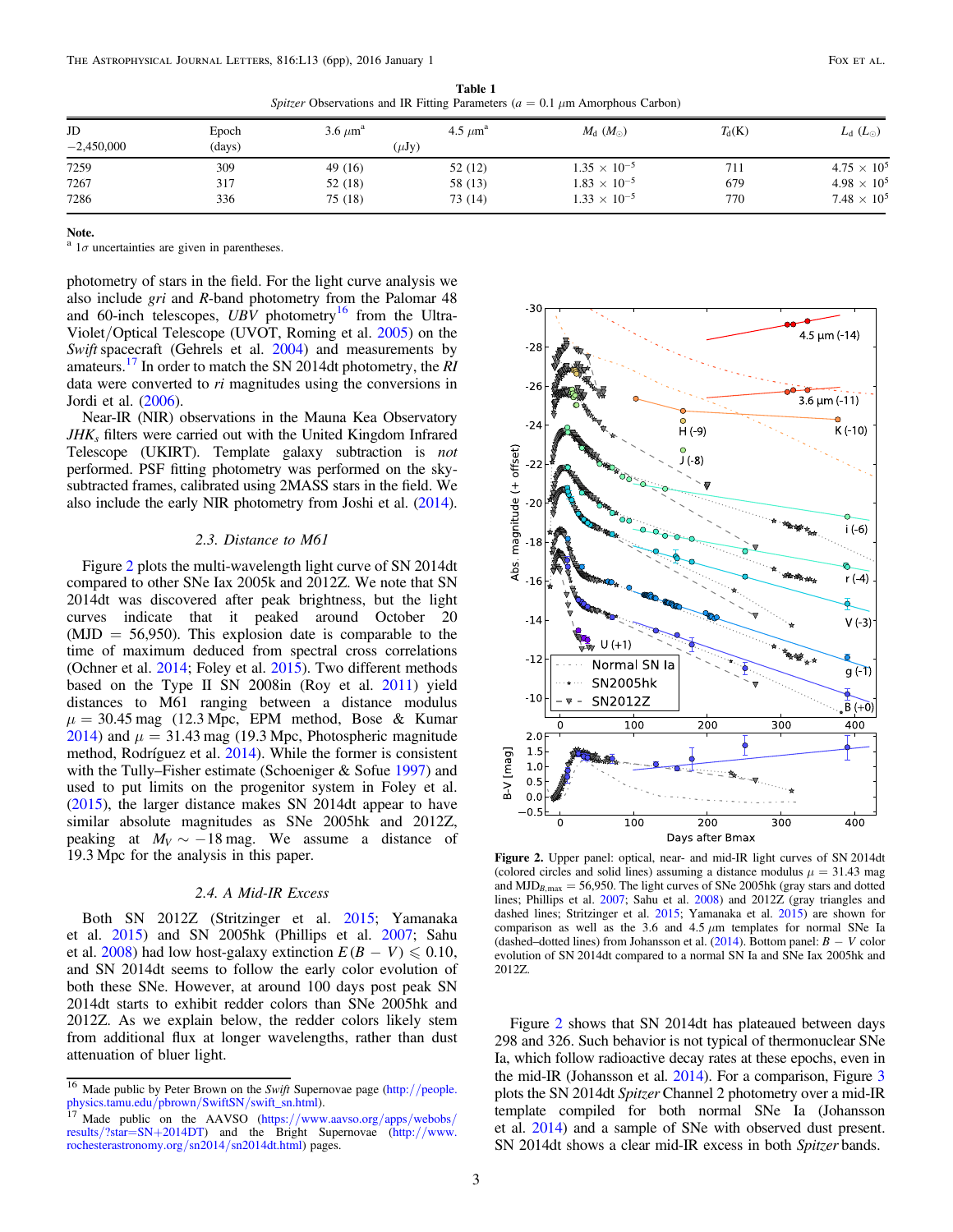**Table 1**
*Spitzer* Observations and IR Fitting Parameters ($a = 0.1\ \mu$m Amorphous Carbon)

| JD $-2{,}450{,}000$ | Epoch (days) | $3.6\ \mu$m[a] ($\mu$Jy) | $4.5\ \mu$m[a] ($\mu$Jy) | $M_{\rm d}$ ($M_{\odot}$) | $T_{\rm d}$(K) | $L_{\rm d}$ ($L_{\odot}$) |
|---|---|---|---|---|---|---|
| 7259 | 309 | 49 (16) | 52 (12) | $1.35 \times 10^{-5}$ | 711 | $4.75 \times 10^{5}$ |
| 7267 | 317 | 52 (18) | 58 (13) | $1.83 \times 10^{-5}$ | 679 | $4.98 \times 10^{5}$ |
| 7286 | 336 | 75 (18) | 73 (14) | $1.33 \times 10^{-5}$ | 770 | $7.48 \times 10^{5}$ |

**Note.**
[a] $1\sigma$ uncertainties are given in parentheses.

photometry of stars in the field. For the light curve analysis we also include *gri* and *R*-band photometry from the Palomar 48 and 60-inch telescopes, *UBV* photometry[16] from the Ultra-Violet/Optical Telescope (UVOT, Roming et al. 2005) on the *Swift* spacecraft (Gehrels et al. 2004) and measurements by amateurs.[17] In order to match the SN 2014dt photometry, the *RI* data were converted to *ri* magnitudes using the conversions in Jordi et al. (2006).

Near-IR (NIR) observations in the Mauna Kea Observatory $JHK_s$ filters were carried out with the United Kingdom Infrared Telescope (UKIRT). Template galaxy subtraction is *not* performed. PSF fitting photometry was performed on the sky-subtracted frames, calibrated using 2MASS stars in the field. We also include the early NIR photometry from Joshi et al. (2014).

### 2.3. Distance to M61

Figure 2 plots the multi-wavelength light curve of SN 2014dt compared to other SNe Iax 2005k and 2012Z. We note that SN 2014dt was discovered after peak brightness, but the light curves indicate that it peaked around October 20 (MJD = 56,950). This explosion date is comparable to the time of maximum deduced from spectral cross correlations (Ochner et al. 2014; Foley et al. 2015). Two different methods based on the Type II SN 2008in (Roy et al. 2011) yield distances to M61 ranging between a distance modulus $\mu = 30.45$ mag (12.3 Mpc, EPM method, Bose & Kumar 2014) and $\mu = 31.43$ mag (19.3 Mpc, Photospheric magnitude method, Rodríguez et al. 2014). While the former is consistent with the Tully–Fisher estimate (Schoeniger & Sofue 1997) and used to put limits on the progenitor system in Foley et al. (2015), the larger distance makes SN 2014dt appear to have similar absolute magnitudes as SNe 2005hk and 2012Z, peaking at $M_V \sim -18$ mag. We assume a distance of 19.3 Mpc for the analysis in this paper.

### 2.4. A Mid-IR Excess

Both SN 2012Z (Stritzinger et al. 2015; Yamanaka et al. 2015) and SN 2005hk (Phillips et al. 2007; Sahu et al. 2008) had low host-galaxy extinction $E(B - V) \leqslant 0.10$, and SN 2014dt seems to follow the early color evolution of both these SNe. However, at around 100 days post peak SN 2014dt starts to exhibit redder colors than SNe 2005hk and 2012Z. As we explain below, the redder colors likely stem from additional flux at longer wavelengths, rather than dust attenuation of bluer light.

**Figure 2.** Upper panel: optical, near- and mid-IR light curves of SN 2014dt (colored circles and solid lines) assuming a distance modulus $\mu = 31.43$ mag and $\mathrm{MJD}_{B,\mathrm{max}} = 56{,}950$. The light curves of SNe 2005hk (gray stars and dotted lines; Phillips et al. 2007; Sahu et al. 2008) and 2012Z (gray triangles and dashed lines; Stritzinger et al. 2015; Yamanaka et al. 2015) are shown for comparison as well as the 3.6 and 4.5 $\mu$m templates for normal SNe Ia (dashed–dotted lines) from Johansson et al. (2014). Bottom panel: $B - V$ color evolution of SN 2014dt compared to a normal SN Ia and SNe Iax 2005hk and 2012Z.

Figure 2 shows that SN 2014dt has plateaued between days 298 and 326. Such behavior is not typical of thermonuclear SNe Ia, which follow radioactive decay rates at these epochs, even in the mid-IR (Johansson et al. 2014). For a comparison, Figure 3 plots the SN 2014dt *Spitzer* Channel 2 photometry over a mid-IR template compiled for both normal SNe Ia (Johansson et al. 2014) and a sample of SNe with observed dust present. SN 2014dt shows a clear mid-IR excess in both *Spitzer* bands.

[16] Made public by Peter Brown on the *Swift* Supernovae page (http://people.physics.tamu.edu/pbrown/SwiftSN/swift_sn.html).

[17] Made public on the AAVSO (https://www.aavso.org/apps/webobs/results/?star=SN+2014DT) and the Bright Supernovae (http://www.rochesterastronomy.org/sn2014/sn2014dt.html) pages.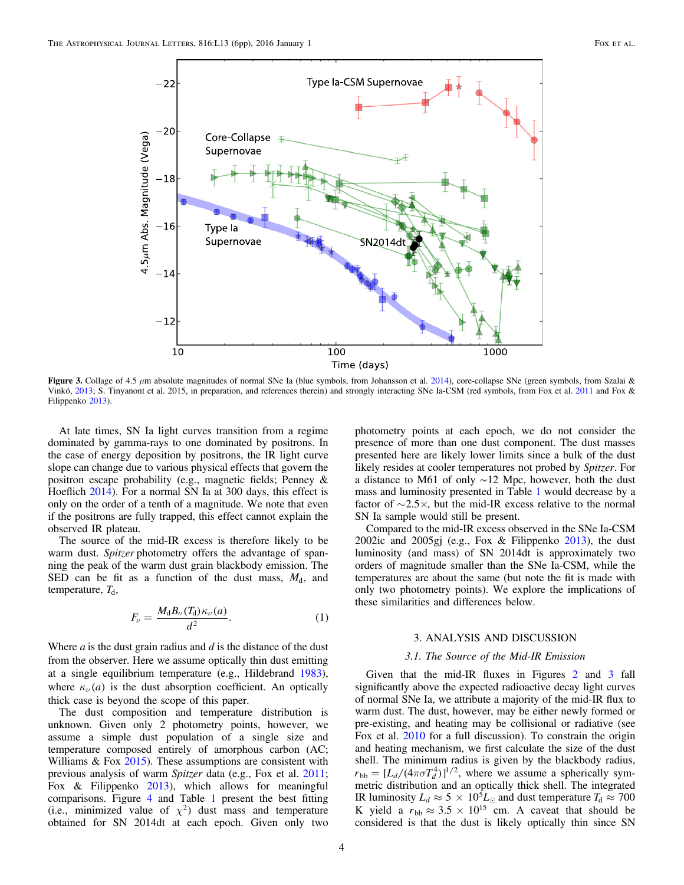**Figure 3.** Collage of 4.5 $\mu$m absolute magnitudes of normal SNe Ia (blue symbols, from Johansson et al. 2014), core-collapse SNe (green symbols, from Szalai & Vinkó, 2013; S. Tinyanont et al. 2015, in preparation, and references therein) and strongly interacting SNe Ia-CSM (red symbols, from Fox et al. 2011 and Fox & Filippenko 2013).

At late times, SN Ia light curves transition from a regime dominated by gamma-rays to one dominated by positrons. In the case of energy deposition by positrons, the IR light curve slope can change due to various physical effects that govern the positron escape probability (e.g., magnetic fields; Penney & Hoeflich 2014). For a normal SN Ia at 300 days, this effect is only on the order of a tenth of a magnitude. We note that even if the positrons are fully trapped, this effect cannot explain the observed IR plateau.

The source of the mid-IR excess is therefore likely to be warm dust. *Spitzer* photometry offers the advantage of spanning the peak of the warm dust grain blackbody emission. The SED can be fit as a function of the dust mass, $M_{\rm d}$, and temperature, $T_{\rm d}$,

$$F_\nu = \frac{M_{\rm d} B_\nu(T_{\rm d}) \kappa_\nu(a)}{d^2}. \quad (1)$$

Where $a$ is the dust grain radius and $d$ is the distance of the dust from the observer. Here we assume optically thin dust emitting at a single equilibrium temperature (e.g., Hildebrand 1983), where $\kappa_\nu(a)$ is the dust absorption coefficient. An optically thick case is beyond the scope of this paper.

The dust composition and temperature distribution is unknown. Given only 2 photometry points, however, we assume a simple dust population of a single size and temperature composed entirely of amorphous carbon (AC; Williams & Fox 2015). These assumptions are consistent with previous analysis of warm *Spitzer* data (e.g., Fox et al. 2011; Fox & Filippenko 2013), which allows for meaningful comparisons. Figure 4 and Table 1 present the best fitting (i.e., minimized value of $\chi^2$) dust mass and temperature obtained for SN 2014dt at each epoch. Given only two photometry points at each epoch, we do not consider the presence of more than one dust component. The dust masses presented here are likely lower limits since a bulk of the dust likely resides at cooler temperatures not probed by *Spitzer*. For a distance to M61 of only ~12 Mpc, however, both the dust mass and luminosity presented in Table 1 would decrease by a factor of ~2.5×, but the mid-IR excess relative to the normal SN Ia sample would still be present.

Compared to the mid-IR excess observed in the SNe Ia-CSM 2002ic and 2005gj (e.g., Fox & Filippenko 2013), the dust luminosity (and mass) of SN 2014dt is approximately two orders of magnitude smaller than the SNe Ia-CSM, while the temperatures are about the same (but note the fit is made with only two photometry points). We explore the implications of these similarities and differences below.

## 3. ANALYSIS AND DISCUSSION

### *3.1. The Source of the Mid-IR Emission*

Given that the mid-IR fluxes in Figures 2 and 3 fall significantly above the expected radioactive decay light curves of normal SNe Ia, we attribute a majority of the mid-IR flux to warm dust. The dust, however, may be either newly formed or pre-existing, and heating may be collisional or radiative (see Fox et al. 2010 for a full discussion). To constrain the origin and heating mechanism, we first calculate the size of the dust shell. The minimum radius is given by the blackbody radius, $r_{\rm bb} = [L_d/(4\pi\sigma T_d^4)]^{1/2}$, where we assume a spherically symmetric distribution and an optically thick shell. The integrated IR luminosity $L_d \approx 5 \times 10^5 L_\odot$ and dust temperature $T_{\rm d} \approx 700$ K yield a $r_{\rm bb} \approx 3.5 \times 10^{15}$ cm. A caveat that should be considered is that the dust is likely optically thin since SN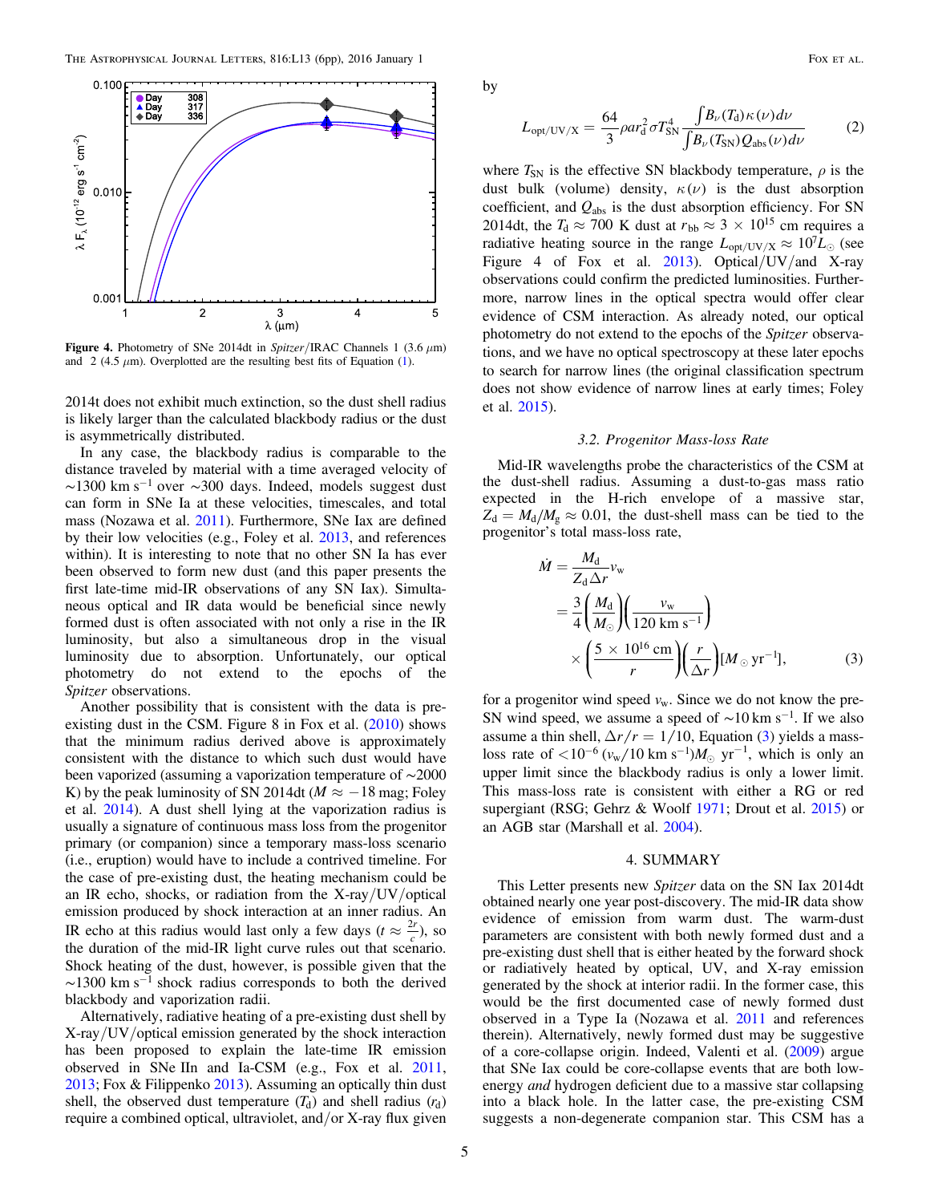Figure 4. Photometry of SNe 2014dt in *Spitzer*/IRAC Channels 1 (3.6 $\mu$m) and 2 (4.5 $\mu$m). Overplotted are the resulting best fits of Equation (1).

2014t does not exhibit much extinction, so the dust shell radius is likely larger than the calculated blackbody radius or the dust is asymmetrically distributed.

In any case, the blackbody radius is comparable to the distance traveled by material with a time averaged velocity of $\sim$1300 km s$^{-1}$ over $\sim$300 days. Indeed, models suggest dust can form in SNe Ia at these velocities, timescales, and total mass (Nozawa et al. 2011). Furthermore, SNe Iax are defined by their low velocities (e.g., Foley et al. 2013, and references within). It is interesting to note that no other SN Ia has ever been observed to form new dust (and this paper presents the first late-time mid-IR observations of any SN Iax). Simultaneous optical and IR data would be beneficial since newly formed dust is often associated with not only a rise in the IR luminosity, but also a simultaneous drop in the visual luminosity due to absorption. Unfortunately, our optical photometry do not extend to the epochs of the *Spitzer* observations.

Another possibility that is consistent with the data is pre-existing dust in the CSM. Figure 8 in Fox et al. (2010) shows that the minimum radius derived above is approximately consistent with the distance to which such dust would have been vaporized (assuming a vaporization temperature of $\sim$2000 K) by the peak luminosity of SN 2014dt ($M \approx -18$ mag; Foley et al. 2014). A dust shell lying at the vaporization radius is usually a signature of continuous mass loss from the progenitor primary (or companion) since a temporary mass-loss scenario (i.e., eruption) would have to include a contrived timeline. For the case of pre-existing dust, the heating mechanism could be an IR echo, shocks, or radiation from the X-ray/UV/optical emission produced by shock interaction at an inner radius. An IR echo at this radius would last only a few days ($t \approx \frac{2r}{c}$), so the duration of the mid-IR light curve rules out that scenario. Shock heating of the dust, however, is possible given that the $\sim$1300 km s$^{-1}$ shock radius corresponds to both the derived blackbody and vaporization radii.

Alternatively, radiative heating of a pre-existing dust shell by X-ray/UV/optical emission generated by the shock interaction has been proposed to explain the late-time IR emission observed in SNe IIn and Ia-CSM (e.g., Fox et al. 2011, 2013; Fox & Filippenko 2013). Assuming an optically thin dust shell, the observed dust temperature ($T_d$) and shell radius ($r_d$) require a combined optical, ultraviolet, and/or X-ray flux given by

$$L_{\rm opt/UV/X} = \frac{64}{3}\rho a r_d^2 \sigma T_{\rm SN}^4 \frac{\int B_\nu(T_d)\kappa(\nu)d\nu}{\int B_\nu(T_{\rm SN})Q_{\rm abs}(\nu)d\nu} \quad (2)$$

where $T_{\rm SN}$ is the effective SN blackbody temperature, $\rho$ is the dust bulk (volume) density, $\kappa(\nu)$ is the dust absorption coefficient, and $Q_{\rm abs}$ is the dust absorption efficiency. For SN 2014dt, the $T_d \approx 700$ K dust at $r_{\rm bb} \approx 3 \times 10^{15}$ cm requires a radiative heating source in the range $L_{\rm opt/UV/X} \approx 10^7 L_\odot$ (see Figure 4 of Fox et al. 2013). Optical/UV/and X-ray observations could confirm the predicted luminosities. Furthermore, narrow lines in the optical spectra would offer clear evidence of CSM interaction. As already noted, our optical photometry do not extend to the epochs of the *Spitzer* observations, and we have no optical spectroscopy at these later epochs to search for narrow lines (the original classification spectrum does not show evidence of narrow lines at early times; Foley et al. 2015).

### 3.2. Progenitor Mass-loss Rate

Mid-IR wavelengths probe the characteristics of the CSM at the dust-shell radius. Assuming a dust-to-gas mass ratio expected in the H-rich envelope of a massive star, $Z_d = M_d/M_g \approx 0.01$, the dust-shell mass can be tied to the progenitor's total mass-loss rate,

$$\dot{M} = \frac{M_d}{Z_d \Delta r} v_w = \frac{3}{4}\left(\frac{M_d}{M_\odot}\right)\left(\frac{v_w}{120 \text{ km s}^{-1}}\right) \times \left(\frac{5 \times 10^{16} \text{ cm}}{r}\right)\left(\frac{r}{\Delta r}\right)[M_\odot \text{ yr}^{-1}], \quad (3)$$

for a progenitor wind speed $v_w$. Since we do not know the pre-SN wind speed, we assume a speed of $\sim$10 km s$^{-1}$. If we also assume a thin shell, $\Delta r/r = 1/10$, Equation (3) yields a mass-loss rate of $< 10^{-6}$ ($v_w$/10 km s$^{-1}$)$M_\odot$ yr$^{-1}$, which is only an upper limit since the blackbody radius is only a lower limit. This mass-loss rate is consistent with either a RG or red supergiant (RSG; Gehrz & Woolf 1971; Drout et al. 2015) or an AGB star (Marshall et al. 2004).

## 4. SUMMARY

This Letter presents new *Spitzer* data on the SN Iax 2014dt obtained nearly one year post-discovery. The mid-IR data show evidence of emission from warm dust. The warm-dust parameters are consistent with both newly formed dust and a pre-existing dust shell that is either heated by the forward shock or radiatively heated by optical, UV, and X-ray emission generated by the shock at interior radii. In the former case, this would be the first documented case of newly formed dust observed in a Type Ia (Nozawa et al. 2011 and references therein). Alternatively, newly formed dust may be suggestive of a core-collapse origin. Indeed, Valenti et al. (2009) argue that SNe Iax could be core-collapse events that are both low-energy *and* hydrogen deficient due to a massive star collapsing into a black hole. In the latter case, the pre-existing CSM suggests a non-degenerate companion star. This CSM has a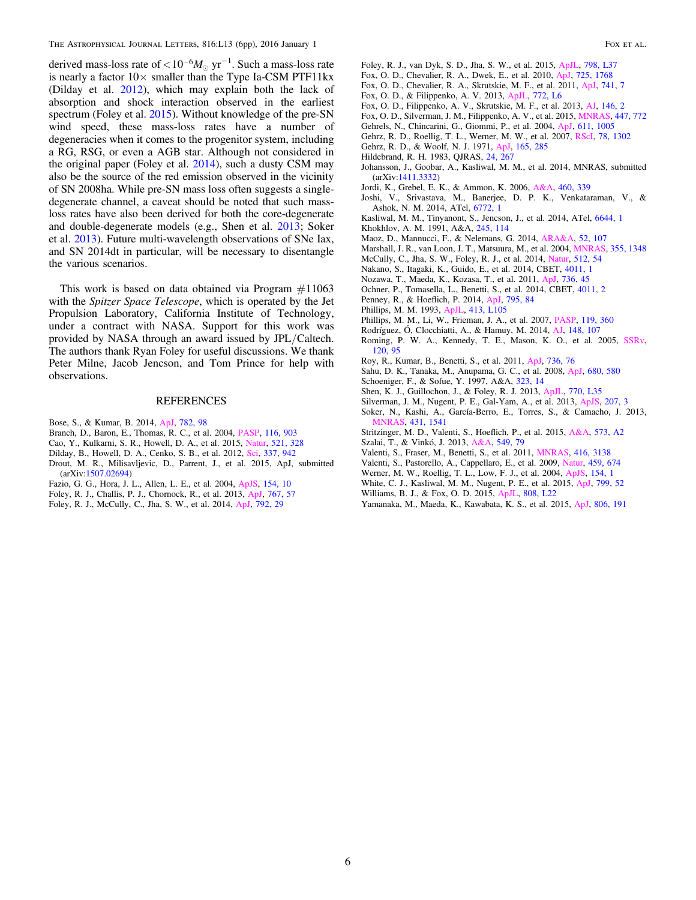derived mass-loss rate of $<10^{-6} M_{\odot}\ \mathrm{yr}^{-1}$. Such a mass-loss rate is nearly a factor 10× smaller than the Type Ia-CSM PTF11kx (Dilday et al. 2012), which may explain both the lack of absorption and shock interaction observed in the earliest spectrum (Foley et al. 2015). Without knowledge of the pre-SN wind speed, these mass-loss rates have a number of degeneracies when it comes to the progenitor system, including a RG, RSG, or even a AGB star. Although not considered in the original paper (Foley et al. 2014), such a dusty CSM may also be the source of the red emission observed in the vicinity of SN 2008ha. While pre-SN mass loss often suggests a single-degenerate channel, a caveat should be noted that such mass-loss rates have also been derived for both the core-degenerate and double-degenerate models (e.g., Shen et al. 2013; Soker et al. 2013). Future multi-wavelength observations of SNe Iax, and SN 2014dt in particular, will be necessary to disentangle the various scenarios.

This work is based on data obtained via Program #11063 with the *Spitzer Space Telescope*, which is operated by the Jet Propulsion Laboratory, California Institute of Technology, under a contract with NASA. Support for this work was provided by NASA through an award issued by JPL/Caltech. The authors thank Ryan Foley for useful discussions. We thank Peter Milne, Jacob Jencson, and Tom Prince for help with observations.

## REFERENCES

Bose, S., & Kumar, B. 2014, ApJ, 782, 98
Branch, D., Baron, E., Thomas, R. C., et al. 2004, PASP, 116, 903
Cao, Y., Kulkarni, S. R., Howell, D. A., et al. 2015, Natur, 521, 328
Dilday, B., Howell, D. A., Cenko, S. B., et al. 2012, Sci, 337, 942
Drout, M. R., Milisavljevic, D., Parrent, J., et al. 2015, ApJ, submitted (arXiv:1507.02694)
Fazio, G. G., Hora, J. L., Allen, L. E., et al. 2004, ApJS, 154, 10
Foley, R. J., Challis, P. J., Chornock, R., et al. 2013, ApJ, 767, 57
Foley, R. J., McCully, C., Jha, S. W., et al. 2014, ApJ, 792, 29
Foley, R. J., van Dyk, S. D., Jha, S. W., et al. 2015, ApJL, 798, L37
Fox, O. D., Chevalier, R. A., Dwek, E., et al. 2010, ApJ, 725, 1768
Fox, O. D., Chevalier, R. A., Skrutskie, M. F., et al. 2011, ApJ, 741, 7
Fox, O. D., & Filippenko, A. V. 2013, ApJL, 772, L6
Fox, O. D., Filippenko, A. V., Skrutskie, M. F., et al. 2013, AJ, 146, 2
Fox, O. D., Silverman, J. M., Filippenko, A. V., et al. 2015, MNRAS, 447, 772
Gehrels, N., Chincarini, G., Giommi, P., et al. 2004, ApJ, 611, 1005
Gehrz, R. D., Roellig, T. L., Werner, M. W., et al. 2007, RScI, 78, 1302
Gehrz, R. D., & Woolf, N. J. 1971, ApJ, 165, 285
Hildebrand, R. H. 1983, QJRAS, 24, 267
Johansson, J., Goobar, A., Kasliwal, M. M., et al. 2014, MNRAS, submitted (arXiv:1411.3332)
Jordi, K., Grebel, E. K., & Ammon, K. 2006, A&A, 460, 339
Joshi, V., Srivastava, M., Banerjee, D. P. K., Venkataraman, V., & Ashok, N. M. 2014, ATel, 6772, 1
Kasliwal, M. M., Tinyanont, S., Jencson, J., et al. 2014, ATel, 6644, 1
Khokhlov, A. M. 1991, A&A, 245, 114
Maoz, D., Mannucci, F., & Nelemans, G. 2014, ARA&A, 52, 107
Marshall, J. R., van Loon, J. T., Matsuura, M., et al. 2004, MNRAS, 355, 1348
McCully, C., Jha, S. W., Foley, R. J., et al. 2014, Natur, 512, 54
Nakano, S., Itagaki, K., Guido, E., et al. 2014, CBET, 4011, 1
Nozawa, T., Maeda, K., Kozasa, T., et al. 2011, ApJ, 736, 45
Ochner, P., Tomasella, L., Benetti, S., et al. 2014, CBET, 4011, 2
Penney, R., & Hoeflich, P. 2014, ApJ, 795, 84
Phillips, M. M. 1993, ApJL, 413, L105
Phillips, M. M., Li, W., Frieman, J. A., et al. 2007, PASP, 119, 360
Rodríguez, Ó, Clocchiatti, A., & Hamuy, M. 2014, AJ, 148, 107
Roming, P. W. A., Kennedy, T. E., Mason, K. O., et al. 2005, SSRv, 120, 95
Roy, R., Kumar, B., Benetti, S., et al. 2011, ApJ, 736, 76
Sahu, D. K., Tanaka, M., Anupama, G. C., et al. 2008, ApJ, 680, 580
Schoeniger, F., & Sofue, Y. 1997, A&A, 323, 14
Shen, K. J., Guillochon, J., & Foley, R. J. 2013, ApJL, 770, L35
Silverman, J. M., Nugent, P. E., Gal-Yam, A., et al. 2013, ApJS, 207, 3
Soker, N., Kashi, A., García-Berro, E., Torres, S., & Camacho, J. 2013, MNRAS, 431, 1541
Stritzinger, M. D., Valenti, S., Hoeflich, P., et al. 2015, A&A, 573, A2
Szalai, T., & Vinkó, J. 2013, A&A, 549, 79
Valenti, S., Fraser, M., Benetti, S., et al. 2011, MNRAS, 416, 3138
Valenti, S., Pastorello, A., Cappellaro, E., et al. 2009, Natur, 459, 674
Werner, M. W., Roellig, T. L., Low, F. J., et al. 2004, ApJS, 154, 1
White, C. J., Kasliwal, M. M., Nugent, P. E., et al. 2015, ApJ, 799, 52
Williams, B. J., & Fox, O. D. 2015, ApJL, 808, L22
Yamanaka, M., Maeda, K., Kawabata, K. S., et al. 2015, ApJ, 806, 191